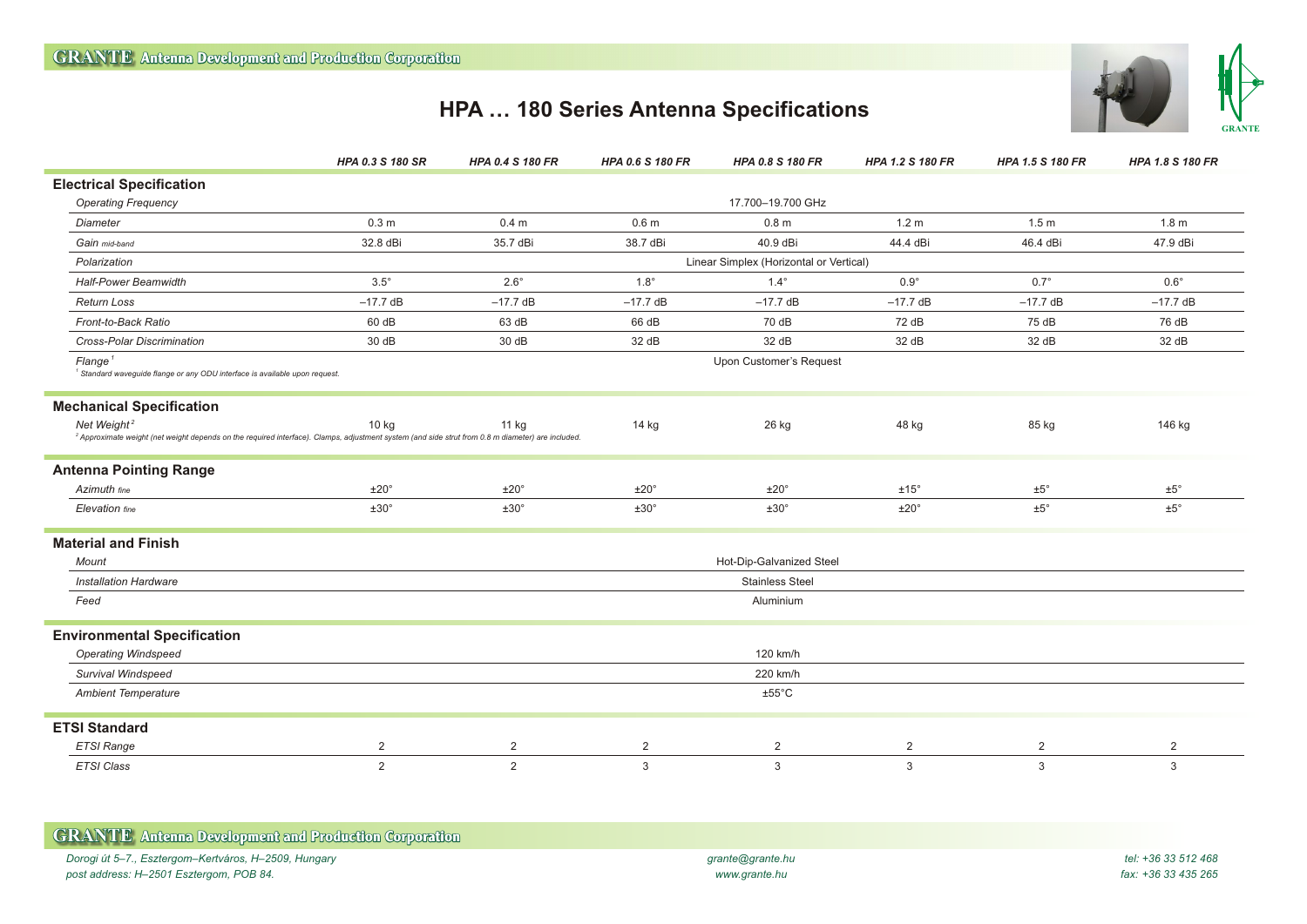# HPA … 180 Series Antenna Specifications

| | HPA 0.3 S 180 SR | HPA 0.4 S 180 FR | HPA 0.6 S 180 FR | HPA 0.8 S 180 FR | HPA 1.2 S 180 FR | HPA 1.5 S 180 FR | HPA 1.8 S 180 FR |
|---|---|---|---|---|---|---|---|
| **Electrical Specification** | | | | | | | |
| *Operating Frequency* | 17.700–19.700 GHz | | | | | | |
| *Diameter* | 0.3 m | 0.4 m | 0.6 m | 0.8 m | 1.2 m | 1.5 m | 1.8 m |
| *Gain mid-band* | 32.8 dBi | 35.7 dBi | 38.7 dBi | 40.9 dBi | 44.4 dBi | 46.4 dBi | 47.9 dBi |
| *Polarization* | Linear Simplex (Horizontal or Vertical) | | | | | | |
| *Half-Power Beamwidth* | 3.5° | 2.6° | 1.8° | 1.4° | 0.9° | 0.7° | 0.6° |
| *Return Loss* | –17.7 dB | –17.7 dB | –17.7 dB | –17.7 dB | –17.7 dB | –17.7 dB | –17.7 dB |
| *Front-to-Back Ratio* | 60 dB | 63 dB | 66 dB | 70 dB | 72 dB | 75 dB | 76 dB |
| *Cross-Polar Discrimination* | 30 dB | 30 dB | 32 dB | 32 dB | 32 dB | 32 dB | 32 dB |
| *Flange* [1] | Upon Customer's Request | | | | | | |
| **Mechanical Specification** | | | | | | | |
| *Net Weight* [2] | 10 kg | 11 kg | 14 kg | 26 kg | 48 kg | 85 kg | 146 kg |
| **Antenna Pointing Range** | | | | | | | |
| *Azimuth fine* | ±20° | ±20° | ±20° | ±20° | ±15° | ±5° | ±5° |
| *Elevation fine* | ±30° | ±30° | ±30° | ±30° | ±20° | ±5° | ±5° |
| **Material and Finish** | | | | | | | |
| *Mount* | Hot-Dip-Galvanized Steel | | | | | | |
| *Installation Hardware* | Stainless Steel | | | | | | |
| *Feed* | Aluminium | | | | | | |
| **Environmental Specification** | | | | | | | |
| *Operating Windspeed* | 120 km/h | | | | | | |
| *Survival Windspeed* | 220 km/h | | | | | | |
| *Ambient Temperature* | ±55°C | | | | | | |
| **ETSI Standard** | | | | | | | |
| *ETSI Range* | 2 | 2 | 2 | 2 | 2 | 2 | 2 |
| *ETSI Class* | 2 | 2 | 3 | 3 | 3 | 3 | 3 |

[1] Standard waveguide flange or any ODU interface is available upon request.

[2] Approximate weight (net weight depends on the required interface). Clamps, adjustment system (and side strut from 0.8 m diameter) are included.

**GRANTE Antenna Development and Production Corporation**

*Dorogi út 5–7., Esztergom–Kertváros, H–2509, Hungary*
*post address: H–2501 Esztergom, POB 84.*

*grante@grante.hu*
*www.grante.hu*

*tel: +36 33 512 468*
*fax: +36 33 435 265*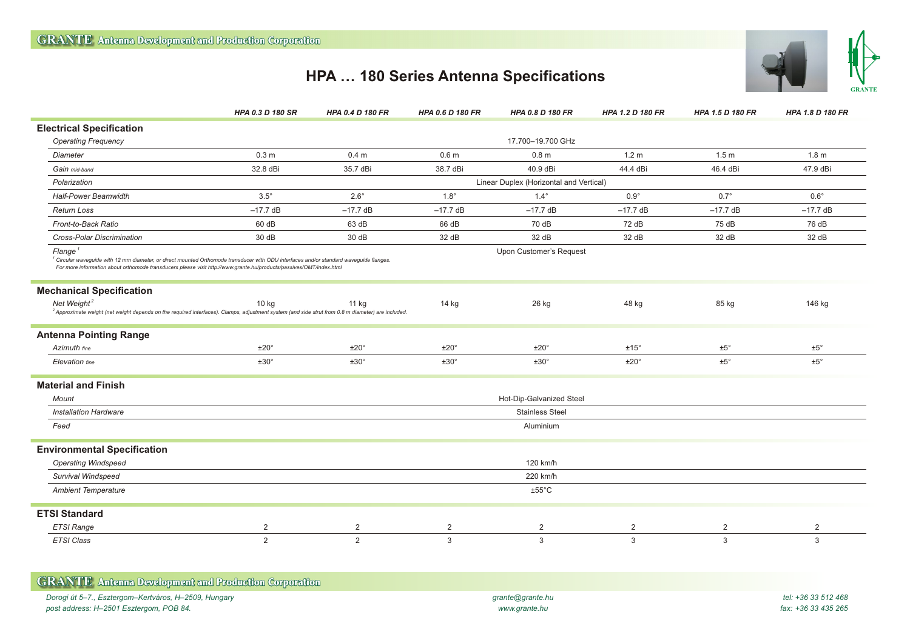# HPA … 180 Series Antenna Specifications

| | HPA 0.3 D 180 SR | HPA 0.4 D 180 FR | HPA 0.6 D 180 FR | HPA 0.8 D 180 FR | HPA 1.2 D 180 FR | HPA 1.5 D 180 FR | HPA 1.8 D 180 FR |
|---|---|---|---|---|---|---|---|
| **Electrical Specification** | | | | | | | |
| *Operating Frequency* | 17.700–19.700 GHz | | | | | | |
| *Diameter* | 0.3 m | 0.4 m | 0.6 m | 0.8 m | 1.2 m | 1.5 m | 1.8 m |
| *Gain mid-band* | 32.8 dBi | 35.7 dBi | 38.7 dBi | 40.9 dBi | 44.4 dBi | 46.4 dBi | 47.9 dBi |
| *Polarization* | Linear Duplex (Horizontal and Vertical) | | | | | | |
| *Half-Power Beamwidth* | 3.5° | 2.6° | 1.8° | 1.4° | 0.9° | 0.7° | 0.6° |
| *Return Loss* | –17.7 dB | –17.7 dB | –17.7 dB | –17.7 dB | –17.7 dB | –17.7 dB | –17.7 dB |
| *Front-to-Back Ratio* | 60 dB | 63 dB | 66 dB | 70 dB | 72 dB | 75 dB | 76 dB |
| *Cross-Polar Discrimination* | 30 dB | 30 dB | 32 dB | 32 dB | 32 dB | 32 dB | 32 dB |
| *Flange* [1] | Upon Customer's Request | | | | | | |
| **Mechanical Specification** | | | | | | | |
| *Net Weight* [2] | 10 kg | 11 kg | 14 kg | 26 kg | 48 kg | 85 kg | 146 kg |
| **Antenna Pointing Range** | | | | | | | |
| *Azimuth fine* | ±20° | ±20° | ±20° | ±20° | ±15° | ±5° | ±5° |
| *Elevation fine* | ±30° | ±30° | ±30° | ±30° | ±20° | ±5° | ±5° |
| **Material and Finish** | | | | | | | |
| *Mount* | Hot-Dip-Galvanized Steel | | | | | | |
| *Installation Hardware* | Stainless Steel | | | | | | |
| *Feed* | Aluminium | | | | | | |
| **Environmental Specification** | | | | | | | |
| *Operating Windspeed* | 120 km/h | | | | | | |
| *Survival Windspeed* | 220 km/h | | | | | | |
| *Ambient Temperature* | ±55°C | | | | | | |
| **ETSI Standard** | | | | | | | |
| *ETSI Range* | 2 | 2 | 2 | 2 | 2 | 2 | 2 |
| *ETSI Class* | 2 | 2 | 3 | 3 | 3 | 3 | 3 |

[1] *Circular waveguide with 12 mm diameter, or direct mounted Orthomode transducer with ODU interfaces and/or standard waveguide flanges. For more information about orthomode transducers please visit http://www.grante.hu/products/passives/OMT/index.html*

[2] *Approximate weight (net weight depends on the required interfaces). Clamps, adjustment system (and side strut from 0.8 m diameter) are included.*

**GRANTE Antenna Development and Production Corporation**

*Dorogi út 5–7., Esztergom–Kertváros, H–2509, Hungary*
*post address: H–2501 Esztergom, POB 84.*

*grante@grante.hu*
*www.grante.hu*

*tel: +36 33 512 468*
*fax: +36 33 435 265*